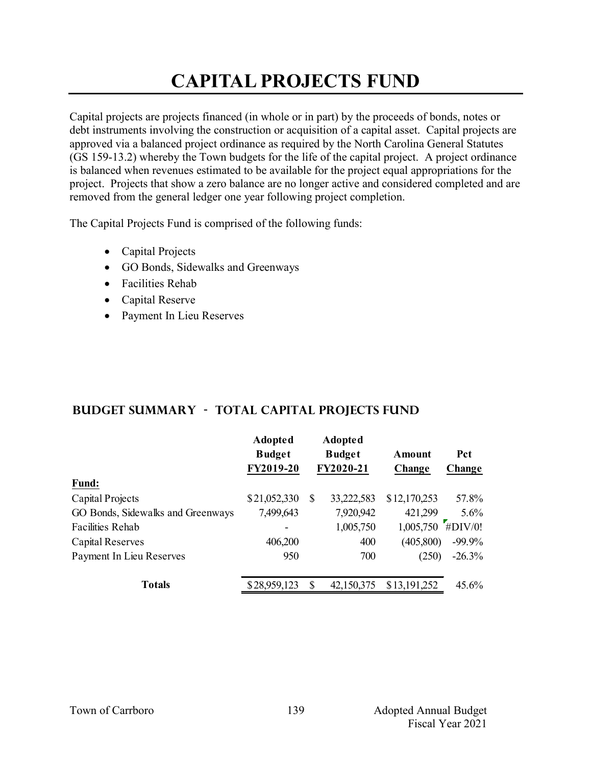# CAPITAL PROJECTS FUND

Capital projects are projects financed (in whole or in part) by the proceeds of bonds, notes or debt instruments involving the construction or acquisition of a capital asset. Capital projects are approved via a balanced project ordinance as required by the North Carolina General Statutes (GS 159-13.2) whereby the Town budgets for the life of the capital project. A project ordinance is balanced when revenues estimated to be available for the project equal appropriations for the project. Projects that show a zero balance are no longer active and considered completed and are removed from the general ledger one year following project completion.

The Capital Projects Fund is comprised of the following funds:

- Capital Projects
- GO Bonds, Sidewalks and Greenways
- Facilities Rehab
- Capital Reserve
- Payment In Lieu Reserves

## BUDGET SUMMARY - TOTAL CAPITAL PROJECTS FUND

| | Adopted Budget FY2019-20 | Adopted Budget FY2020-21 | Amount Change | Pct Change |
|---|---|---|---|---|
| **Fund:** | | | | |
| Capital Projects | $21,052,330 | $ 33,222,583 | $12,170,253 | 57.8% |
| GO Bonds, Sidewalks and Greenways | 7,499,643 | 7,920,942 | 421,299 | 5.6% |
| Facilities Rehab | - | 1,005,750 | 1,005,750 | #DIV/0! |
| Capital Reserves | 406,200 | 400 | (405,800) | -99.9% |
| Payment In Lieu Reserves | 950 | 700 | (250) | -26.3% |
| **Totals** | $28,959,123 | $ 42,150,375 | $13,191,252 | 45.6% |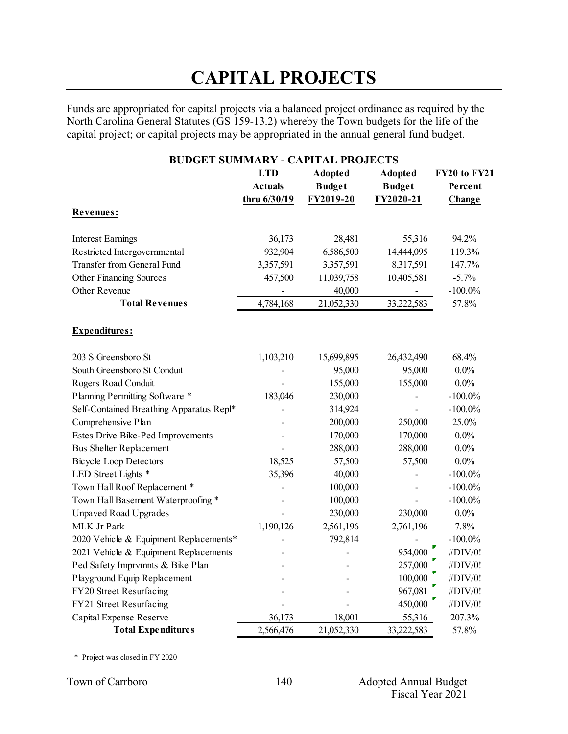# CAPITAL PROJECTS

Funds are appropriated for capital projects via a balanced project ordinance as required by the North Carolina General Statutes (GS 159-13.2) whereby the Town budgets for the life of the capital project; or capital projects may be appropriated in the annual general fund budget.

**BUDGET SUMMARY - CAPITAL PROJECTS**

| | LTD Actuals thru 6/30/19 | Adopted Budget FY2019-20 | Adopted Budget FY2020-21 | FY20 to FY21 Percent Change |
|---|---|---|---|---|
| **Revenues:** | | | | |
| Interest Earnings | 36,173 | 28,481 | 55,316 | 94.2% |
| Restricted Intergovernmental | 932,904 | 6,586,500 | 14,444,095 | 119.3% |
| Transfer from General Fund | 3,357,591 | 3,357,591 | 8,317,591 | 147.7% |
| Other Financing Sources | 457,500 | 11,039,758 | 10,405,581 | -5.7% |
| Other Revenue | - | 40,000 | - | -100.0% |
| **Total Revenues** | 4,784,168 | 21,052,330 | 33,222,583 | 57.8% |
| **Expenditures:** | | | | |
| 203 S Greensboro St | 1,103,210 | 15,699,895 | 26,432,490 | 68.4% |
| South Greensboro St Conduit | - | 95,000 | 95,000 | 0.0% |
| Rogers Road Conduit | - | 155,000 | 155,000 | 0.0% |
| Planning Permitting Software * | 183,046 | 230,000 | - | -100.0% |
| Self-Contained Breathing Apparatus Repl* | - | 314,924 | - | -100.0% |
| Comprehensive Plan | - | 200,000 | 250,000 | 25.0% |
| Estes Drive Bike-Ped Improvements | - | 170,000 | 170,000 | 0.0% |
| Bus Shelter Replacement | - | 288,000 | 288,000 | 0.0% |
| Bicycle Loop Detectors | 18,525 | 57,500 | 57,500 | 0.0% |
| LED Street Lights * | 35,396 | 40,000 | - | -100.0% |
| Town Hall Roof Replacement * | - | 100,000 | - | -100.0% |
| Town Hall Basement Waterproofing * | - | 100,000 | - | -100.0% |
| Unpaved Road Upgrades | - | 230,000 | 230,000 | 0.0% |
| MLK Jr Park | 1,190,126 | 2,561,196 | 2,761,196 | 7.8% |
| 2020 Vehicle & Equipment Replacements* | - | 792,814 | - | -100.0% |
| 2021 Vehicle & Equipment Replacements | - | - | 954,000 | #DIV/0! |
| Ped Safety Imprvmnts & Bike Plan | - | - | 257,000 | #DIV/0! |
| Playground Equip Replacement | - | - | 100,000 | #DIV/0! |
| FY20 Street Resurfacing | - | - | 967,081 | #DIV/0! |
| FY21 Street Resurfacing | - | - | 450,000 | #DIV/0! |
| Capital Expense Reserve | 36,173 | 18,001 | 55,316 | 207.3% |
| **Total Expenditures** | 2,566,476 | 21,052,330 | 33,222,583 | 57.8% |

\* Project was closed in FY 2020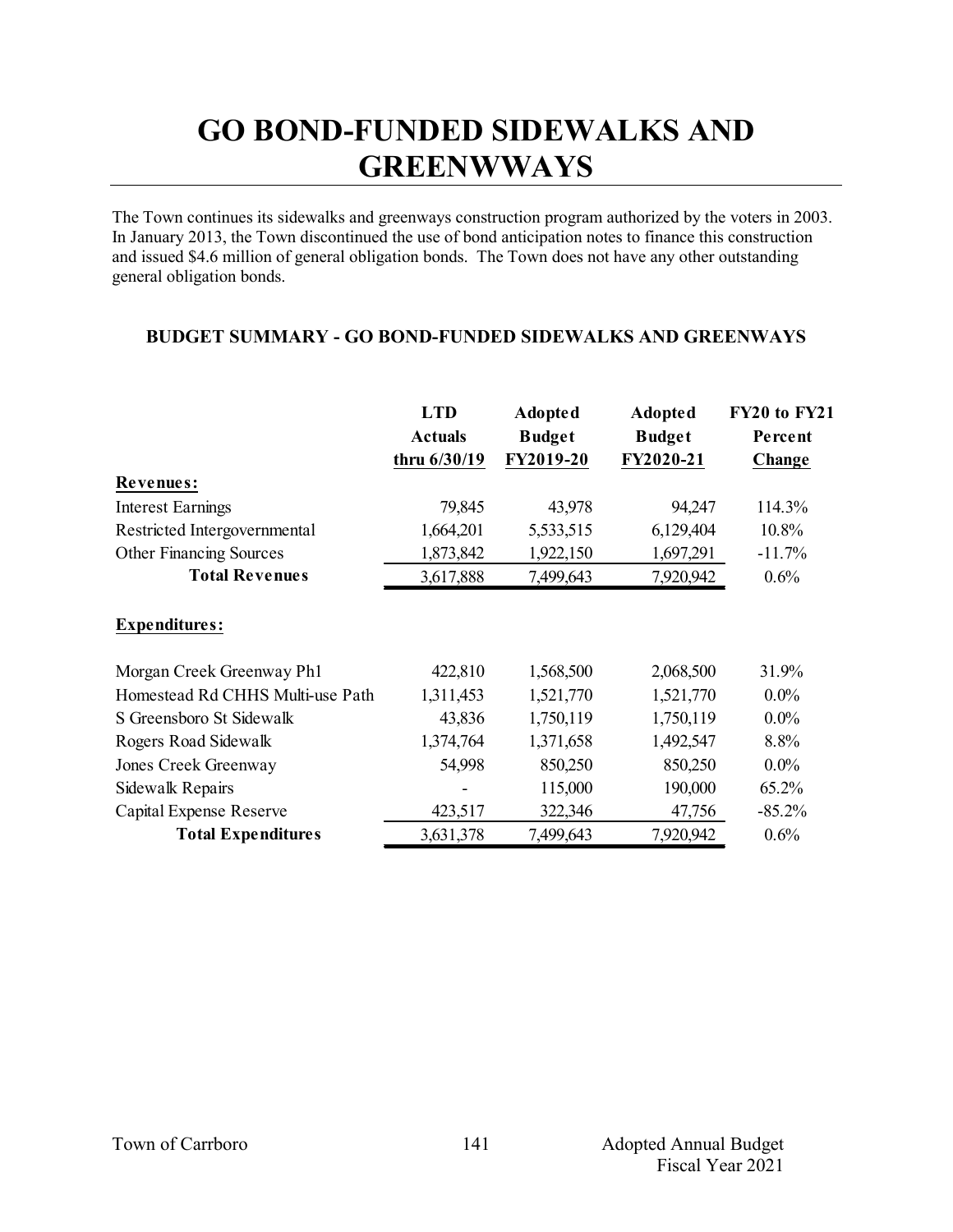# GO BOND-FUNDED SIDEWALKS AND GREENWWAYS

The Town continues its sidewalks and greenways construction program authorized by the voters in 2003. In January 2013, the Town discontinued the use of bond anticipation notes to finance this construction and issued $4.6 million of general obligation bonds. The Town does not have any other outstanding general obligation bonds.

### BUDGET SUMMARY - GO BOND-FUNDED SIDEWALKS AND GREENWAYS

| | LTD Actuals thru 6/30/19 | Adopted Budget FY2019-20 | Adopted Budget FY2020-21 | FY20 to FY21 Percent Change |
|---|---|---|---|---|
| **Revenues:** | | | | |
| Interest Earnings | 79,845 | 43,978 | 94,247 | 114.3% |
| Restricted Intergovernmental | 1,664,201 | 5,533,515 | 6,129,404 | 10.8% |
| Other Financing Sources | 1,873,842 | 1,922,150 | 1,697,291 | -11.7% |
| **Total Revenues** | 3,617,888 | 7,499,643 | 7,920,942 | 0.6% |
| **Expenditures:** | | | | |
| Morgan Creek Greenway Ph1 | 422,810 | 1,568,500 | 2,068,500 | 31.9% |
| Homestead Rd CHHS Multi-use Path | 1,311,453 | 1,521,770 | 1,521,770 | 0.0% |
| S Greensboro St Sidewalk | 43,836 | 1,750,119 | 1,750,119 | 0.0% |
| Rogers Road Sidewalk | 1,374,764 | 1,371,658 | 1,492,547 | 8.8% |
| Jones Creek Greenway | 54,998 | 850,250 | 850,250 | 0.0% |
| Sidewalk Repairs | - | 115,000 | 190,000 | 65.2% |
| Capital Expense Reserve | 423,517 | 322,346 | 47,756 | -85.2% |
| **Total Expenditures** | 3,631,378 | 7,499,643 | 7,920,942 | 0.6% |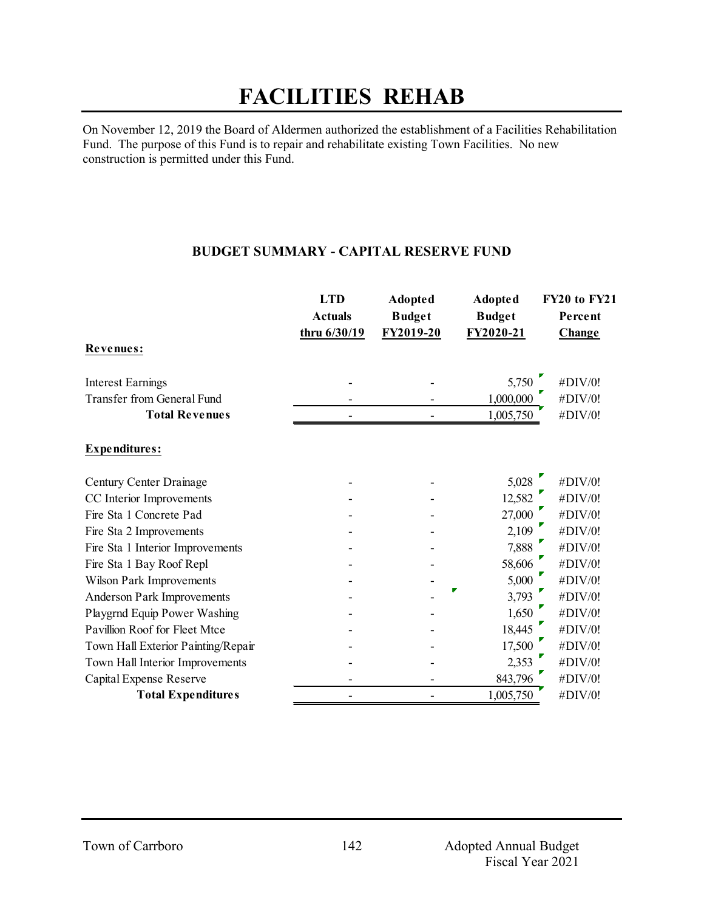# FACILITIES REHAB

On November 12, 2019 the Board of Aldermen authorized the establishment of a Facilities Rehabilitation Fund. The purpose of this Fund is to repair and rehabilitate existing Town Facilities. No new construction is permitted under this Fund.

### BUDGET SUMMARY - CAPITAL RESERVE FUND

| | LTD Actuals thru 6/30/19 | Adopted Budget FY2019-20 | Adopted Budget FY2020-21 | FY20 to FY21 Percent Change |
|---|---|---|---|---|
| **Revenues:** | | | | |
| Interest Earnings | - | - | 5,750 | #DIV/0! |
| Transfer from General Fund | - | - | 1,000,000 | #DIV/0! |
| **Total Revenues** | - | - | 1,005,750 | #DIV/0! |
| **Expenditures:** | | | | |
| Century Center Drainage | - | - | 5,028 | #DIV/0! |
| CC Interior Improvements | - | - | 12,582 | #DIV/0! |
| Fire Sta 1 Concrete Pad | - | - | 27,000 | #DIV/0! |
| Fire Sta 2 Improvements | - | - | 2,109 | #DIV/0! |
| Fire Sta 1 Interior Improvements | - | - | 7,888 | #DIV/0! |
| Fire Sta 1 Bay Roof Repl | - | - | 58,606 | #DIV/0! |
| Wilson Park Improvements | - | - | 5,000 | #DIV/0! |
| Anderson Park Improvements | - | - | 3,793 | #DIV/0! |
| Playgrnd Equip Power Washing | - | - | 1,650 | #DIV/0! |
| Pavillion Roof for Fleet Mtce | - | - | 18,445 | #DIV/0! |
| Town Hall Exterior Painting/Repair | - | - | 17,500 | #DIV/0! |
| Town Hall Interior Improvements | - | - | 2,353 | #DIV/0! |
| Capital Expense Reserve | - | - | 843,796 | #DIV/0! |
| **Total Expenditures** | - | - | 1,005,750 | #DIV/0! |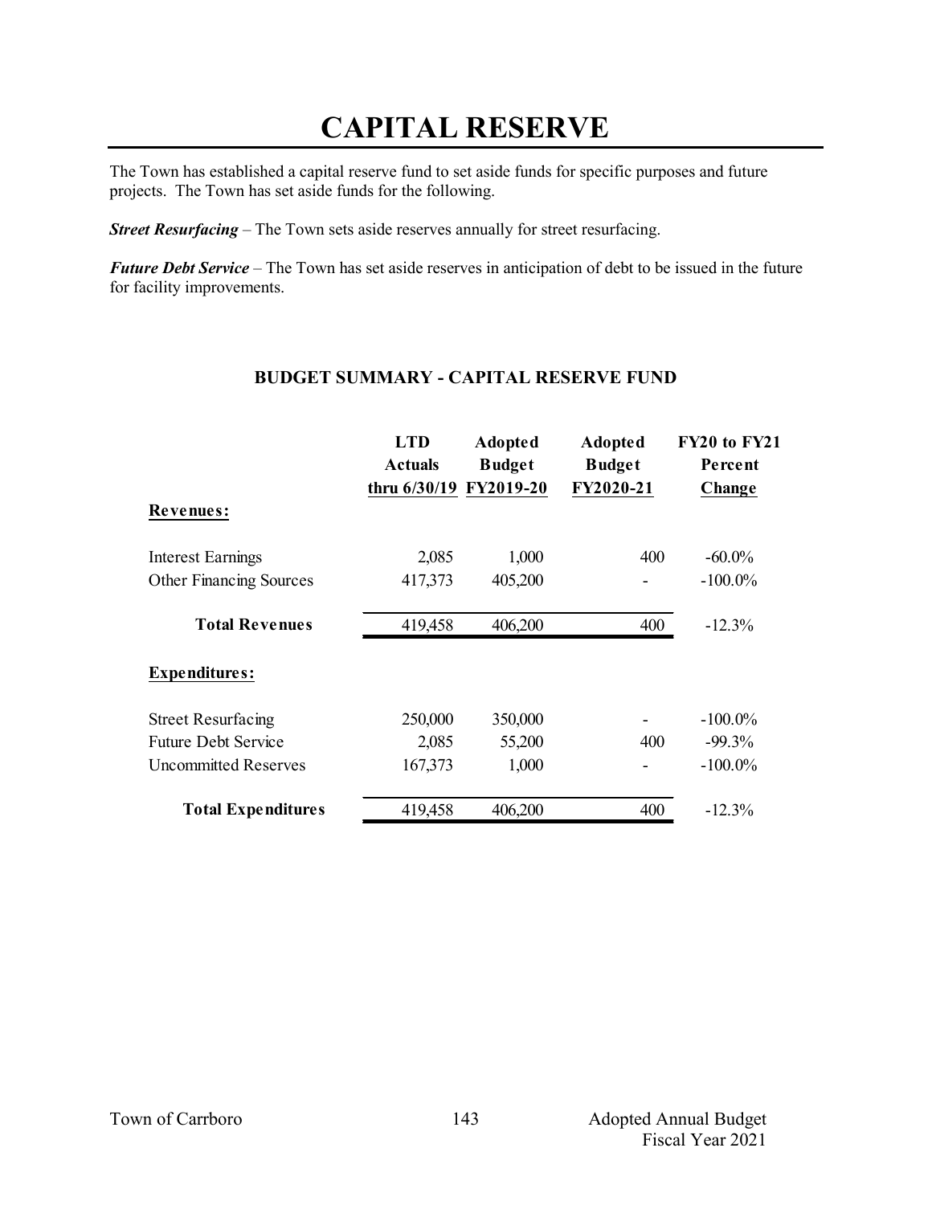# CAPITAL RESERVE

The Town has established a capital reserve fund to set aside funds for specific purposes and future projects. The Town has set aside funds for the following.

***Street Resurfacing*** – The Town sets aside reserves annually for street resurfacing.

***Future Debt Service*** – The Town has set aside reserves in anticipation of debt to be issued in the future for facility improvements.

## BUDGET SUMMARY - CAPITAL RESERVE FUND

| | LTD Actuals thru 6/30/19 | Adopted Budget FY2019-20 | Adopted Budget FY2020-21 | FY20 to FY21 Percent Change |
|---|---|---|---|---|
| **Revenues:** | | | | |
| Interest Earnings | 2,085 | 1,000 | 400 | -60.0% |
| Other Financing Sources | 417,373 | 405,200 | - | -100.0% |
| **Total Revenues** | 419,458 | 406,200 | 400 | -12.3% |
| **Expenditures:** | | | | |
| Street Resurfacing | 250,000 | 350,000 | - | -100.0% |
| Future Debt Service | 2,085 | 55,200 | 400 | -99.3% |
| Uncommitted Reserves | 167,373 | 1,000 | - | -100.0% |
| **Total Expenditures** | 419,458 | 406,200 | 400 | -12.3% |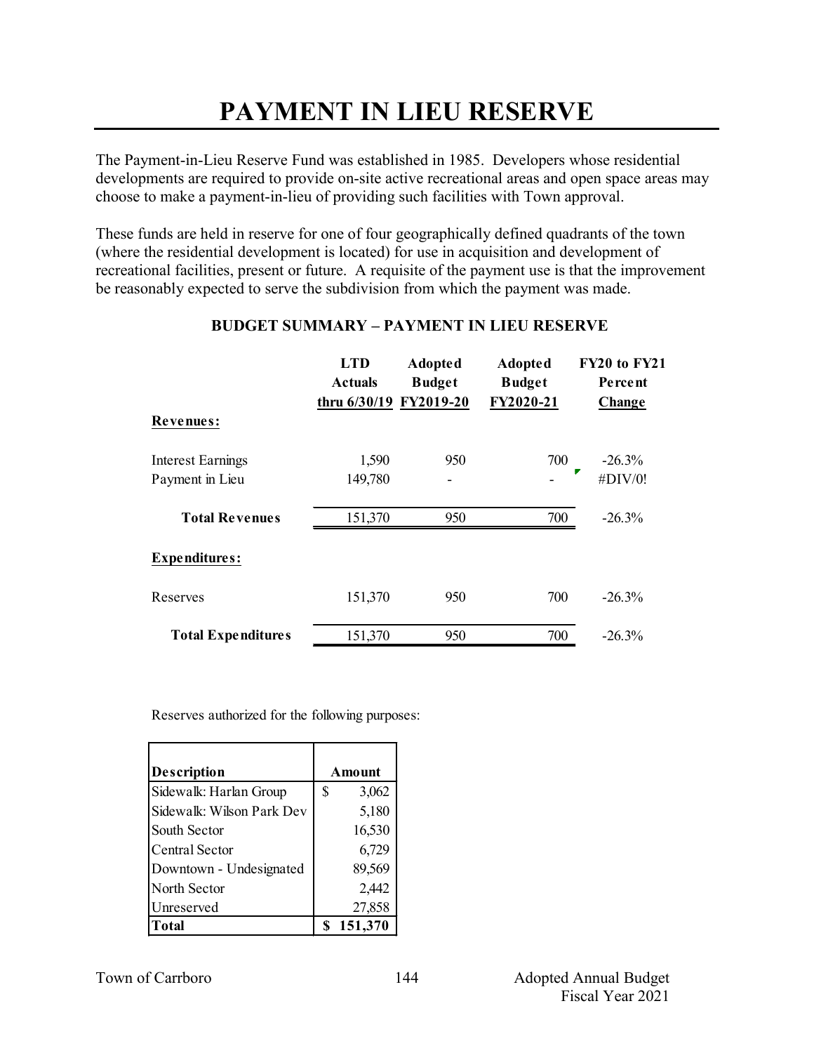# PAYMENT IN LIEU RESERVE

The Payment-in-Lieu Reserve Fund was established in 1985. Developers whose residential developments are required to provide on-site active recreational areas and open space areas may choose to make a payment-in-lieu of providing such facilities with Town approval.

These funds are held in reserve for one of four geographically defined quadrants of the town (where the residential development is located) for use in acquisition and development of recreational facilities, present or future. A requisite of the payment use is that the improvement be reasonably expected to serve the subdivision from which the payment was made.

### BUDGET SUMMARY – PAYMENT IN LIEU RESERVE

| | LTD Actuals thru 6/30/19 | Adopted Budget FY2019-20 | Adopted Budget FY2020-21 | FY20 to FY21 Percent Change |
|---|---|---|---|---|
| **Revenues:** | | | | |
| Interest Earnings | 1,590 | 950 | 700 | -26.3% |
| Payment in Lieu | 149,780 | - | - | #DIV/0! |
| **Total Revenues** | 151,370 | 950 | 700 | -26.3% |
| **Expenditures:** | | | | |
| Reserves | 151,370 | 950 | 700 | -26.3% |
| **Total Expenditures** | 151,370 | 950 | 700 | -26.3% |

Reserves authorized for the following purposes:

| Description | Amount |
|---|---|
| Sidewalk: Harlan Group | $ 3,062 |
| Sidewalk: Wilson Park Dev | 5,180 |
| South Sector | 16,530 |
| Central Sector | 6,729 |
| Downtown - Undesignated | 89,569 |
| North Sector | 2,442 |
| Unreserved | 27,858 |
| **Total** | **$ 151,370** |